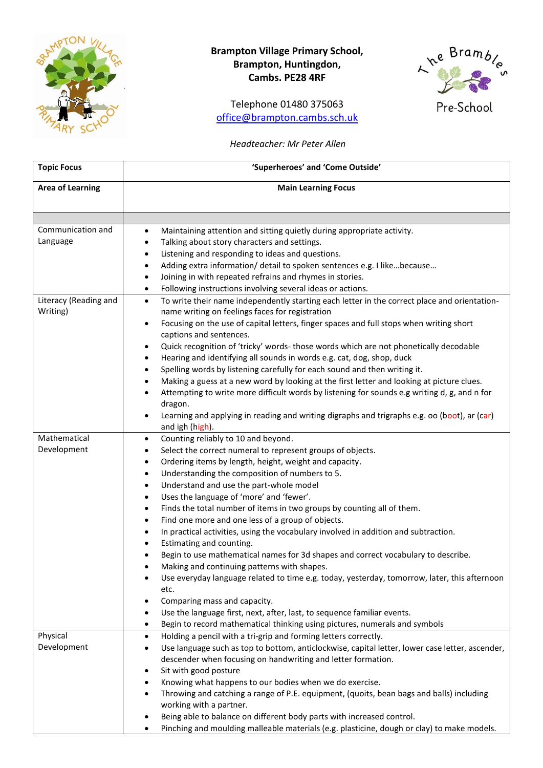**Brampton Village Primary School,**
**Brampton, Huntingdon,**
**Cambs. PE28 4RF**

Telephone 01480 375063
office@brampton.cambs.sch.uk

*Headteacher: Mr Peter Allen*

The Brambles Pre-School

| **Topic Focus** | **'Superheroes' and 'Come Outside'** |
|---|---|
| **Area of Learning** | **Main Learning Focus** |
| | |
| Communication and Language | • Maintaining attention and sitting quietly during appropriate activity.<br>• Talking about story characters and settings.<br>• Listening and responding to ideas and questions.<br>• Adding extra information/ detail to spoken sentences e.g. I like…because…<br>• Joining in with repeated refrains and rhymes in stories.<br>• Following instructions involving several ideas or actions. |
| Literacy (Reading and Writing) | • To write their name independently starting each letter in the correct place and orientation-name writing on feelings faces for registration<br>• Focusing on the use of capital letters, finger spaces and full stops when writing short captions and sentences.<br>• Quick recognition of 'tricky' words- those words which are not phonetically decodable<br>• Hearing and identifying all sounds in words e.g. cat, dog, shop, duck<br>• Spelling words by listening carefully for each sound and then writing it.<br>• Making a guess at a new word by looking at the first letter and looking at picture clues.<br>• Attempting to write more difficult words by listening for sounds e.g writing d, g, and n for dragon.<br>• Learning and applying in reading and writing digraphs and trigraphs e.g. oo (boot), ar (car) and igh (high). |
| Mathematical Development | • Counting reliably to 10 and beyond.<br>• Select the correct numeral to represent groups of objects.<br>• Ordering items by length, height, weight and capacity.<br>• Understanding the composition of numbers to 5.<br>• Understand and use the part-whole model<br>• Uses the language of 'more' and 'fewer'.<br>• Finds the total number of items in two groups by counting all of them.<br>• Find one more and one less of a group of objects.<br>• In practical activities, using the vocabulary involved in addition and subtraction.<br>• Estimating and counting.<br>• Begin to use mathematical names for 3d shapes and correct vocabulary to describe.<br>• Making and continuing patterns with shapes.<br>• Use everyday language related to time e.g. today, yesterday, tomorrow, later, this afternoon etc.<br>• Comparing mass and capacity.<br>• Use the language first, next, after, last, to sequence familiar events.<br>• Begin to record mathematical thinking using pictures, numerals and symbols |
| Physical Development | • Holding a pencil with a tri-grip and forming letters correctly.<br>• Use language such as top to bottom, anticlockwise, capital letter, lower case letter, ascender, descender when focusing on handwriting and letter formation.<br>• Sit with good posture<br>• Knowing what happens to our bodies when we do exercise.<br>• Throwing and catching a range of P.E. equipment, (quoits, bean bags and balls) including working with a partner.<br>• Being able to balance on different body parts with increased control.<br>• Pinching and moulding malleable materials (e.g. plasticine, dough or clay) to make models. |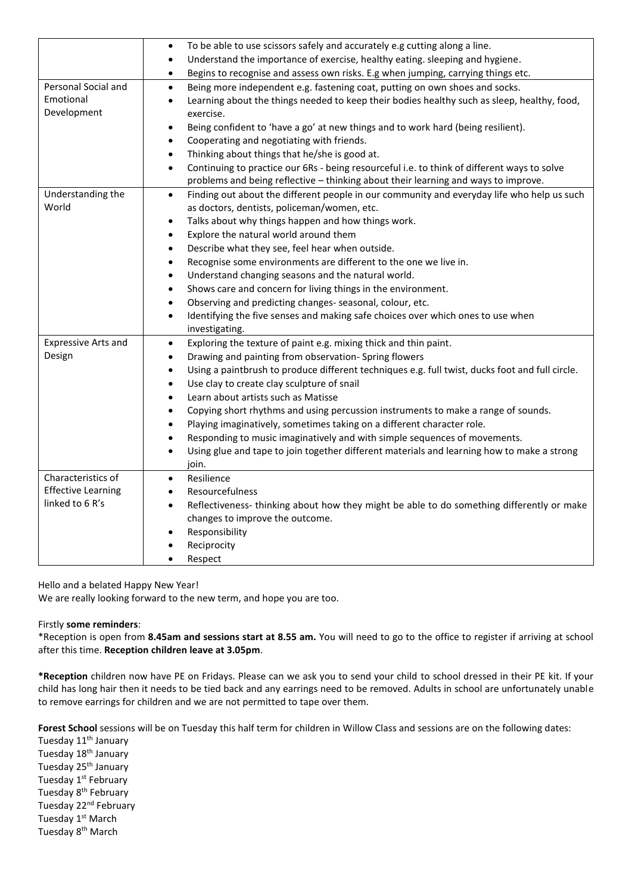| | |
|---|---|
| | • To be able to use scissors safely and accurately e.g cutting along a line.<br>• Understand the importance of exercise, healthy eating. sleeping and hygiene.<br>• Begins to recognise and assess own risks. E.g when jumping, carrying things etc. |
| Personal Social and Emotional Development | • Being more independent e.g. fastening coat, putting on own shoes and socks.<br>• Learning about the things needed to keep their bodies healthy such as sleep, healthy, food, exercise.<br>• Being confident to 'have a go' at new things and to work hard (being resilient).<br>• Cooperating and negotiating with friends.<br>• Thinking about things that he/she is good at.<br>• Continuing to practice our 6Rs - being resourceful i.e. to think of different ways to solve problems and being reflective – thinking about their learning and ways to improve. |
| Understanding the World | • Finding out about the different people in our community and everyday life who help us such as doctors, dentists, policeman/women, etc.<br>• Talks about why things happen and how things work.<br>• Explore the natural world around them<br>• Describe what they see, feel hear when outside.<br>• Recognise some environments are different to the one we live in.<br>• Understand changing seasons and the natural world.<br>• Shows care and concern for living things in the environment.<br>• Observing and predicting changes- seasonal, colour, etc.<br>• Identifying the five senses and making safe choices over which ones to use when investigating. |
| Expressive Arts and Design | • Exploring the texture of paint e.g. mixing thick and thin paint.<br>• Drawing and painting from observation- Spring flowers<br>• Using a paintbrush to produce different techniques e.g. full twist, ducks foot and full circle.<br>• Use clay to create clay sculpture of snail<br>• Learn about artists such as Matisse<br>• Copying short rhythms and using percussion instruments to make a range of sounds.<br>• Playing imaginatively, sometimes taking on a different character role.<br>• Responding to music imaginatively and with simple sequences of movements.<br>• Using glue and tape to join together different materials and learning how to make a strong join. |
| Characteristics of Effective Learning linked to 6 R's | • Resilience<br>• Resourcefulness<br>• Reflectiveness- thinking about how they might be able to do something differently or make changes to improve the outcome.<br>• Responsibility<br>• Reciprocity<br>• Respect |

Hello and a belated Happy New Year!
We are really looking forward to the new term, and hope you are too.

Firstly **some reminders**:
*Reception is open from **8.45am and sessions start at 8.55 am.** You will need to go to the office to register if arriving at school after this time. **Reception children leave at 3.05pm**.

***Reception** children now have PE on Fridays. Please can we ask you to send your child to school dressed in their PE kit. If your child has long hair then it needs to be tied back and any earrings need to be removed. Adults in school are unfortunately unable to remove earrings for children and we are not permitted to tape over them.

**Forest School** sessions will be on Tuesday this half term for children in Willow Class and sessions are on the following dates:
Tuesday 11th January
Tuesday 18th January
Tuesday 25th January
Tuesday 1st February
Tuesday 8th February
Tuesday 22nd February
Tuesday 1st March
Tuesday 8th March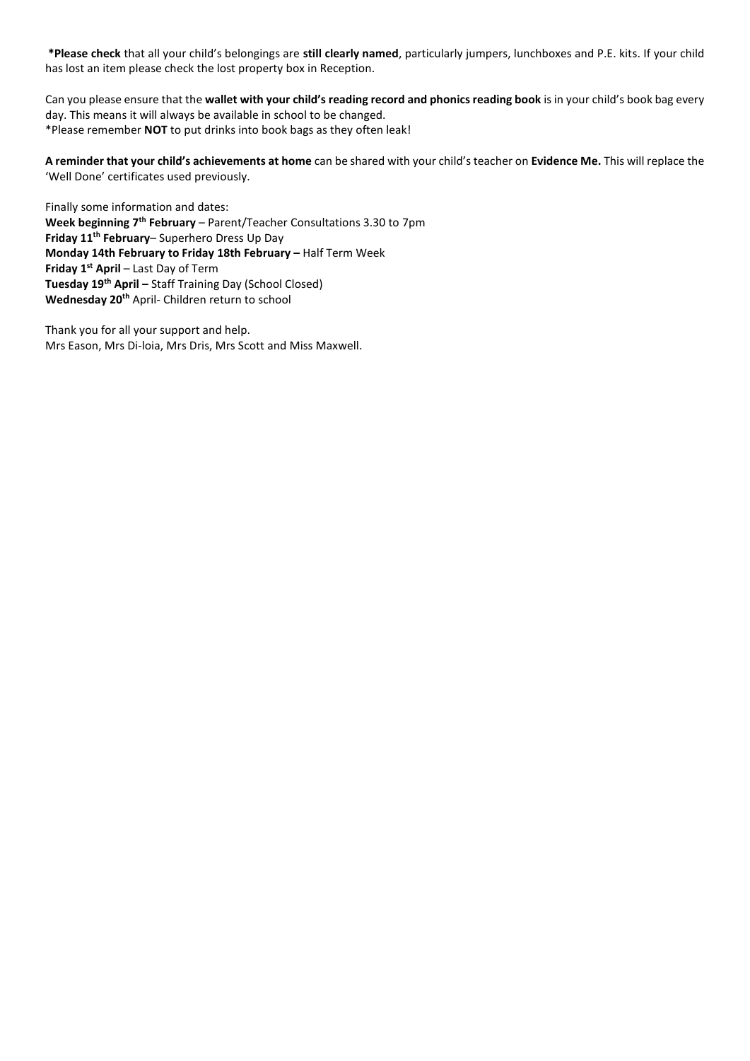**\*Please check** that all your child's belongings are **still clearly named**, particularly jumpers, lunchboxes and P.E. kits. If your child has lost an item please check the lost property box in Reception.

Can you please ensure that the **wallet with your child's reading record and phonics reading book** is in your child's book bag every day. This means it will always be available in school to be changed.
*Please remember **NOT** to put drinks into book bags as they often leak!

**A reminder that your child's achievements at home** can be shared with your child's teacher on **Evidence Me.** This will replace the 'Well Done' certificates used previously.

Finally some information and dates:
**Week beginning 7th February** – Parent/Teacher Consultations 3.30 to 7pm
**Friday 11th February**– Superhero Dress Up Day
**Monday 14th February to Friday 18th February –** Half Term Week
**Friday 1st April** – Last Day of Term
**Tuesday 19th April –** Staff Training Day (School Closed)
**Wednesday 20th** April- Children return to school

Thank you for all your support and help.
Mrs Eason, Mrs Di-loia, Mrs Dris, Mrs Scott and Miss Maxwell.